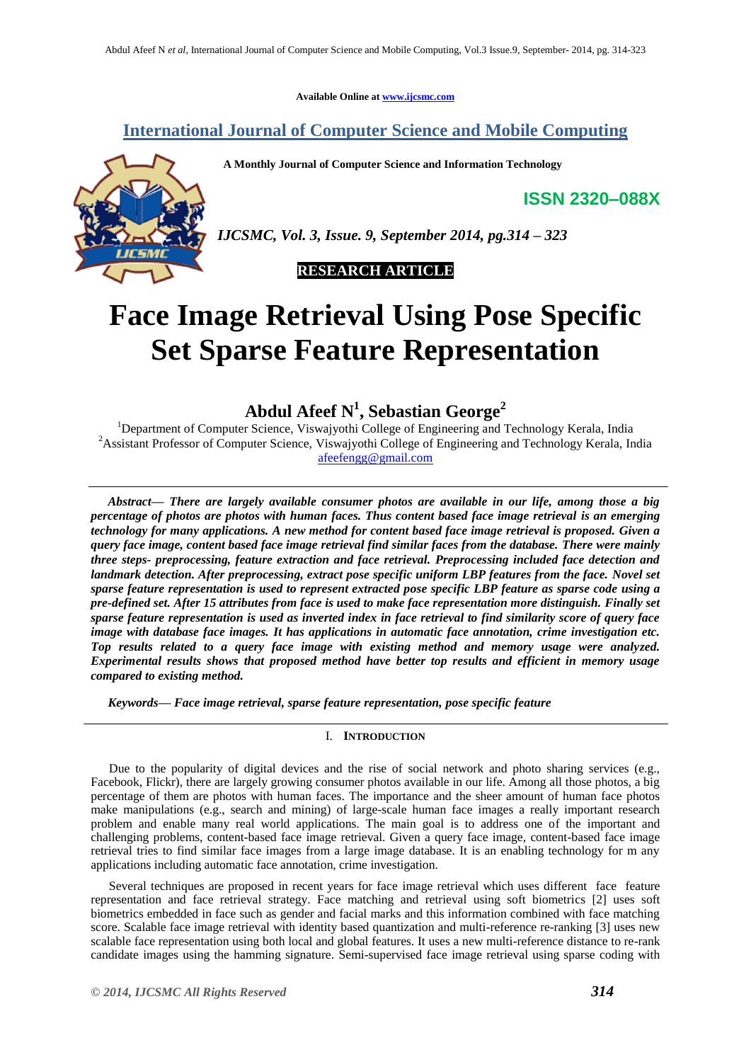Available Online at www.ijcsmc.com

## International Journal of Computer Science and Mobile Computing

**A Monthly Journal of Computer Science and Information Technology**

**ISSN 2320–088X**

*IJCSMC, Vol. 3, Issue. 9, September 2014, pg.314 – 323*

**RESEARCH ARTICLE**

# Face Image Retrieval Using Pose Specific Set Sparse Feature Representation

**Abdul Afeef N[1], Sebastian George[2]**

[1]Department of Computer Science, Viswajyothi College of Engineering and Technology Kerala, India
[2]Assistant Professor of Computer Science, Viswajyothi College of Engineering and Technology Kerala, India
afeefengg@gmail.com

***Abstract— There are largely available consumer photos are available in our life, among those a big percentage of photos are photos with human faces. Thus content based face image retrieval is an emerging technology for many applications. A new method for content based face image retrieval is proposed. Given a query face image, content based face image retrieval find similar faces from the database. There were mainly three steps- preprocessing, feature extraction and face retrieval. Preprocessing included face detection and landmark detection. After preprocessing, extract pose specific uniform LBP features from the face. Novel set sparse feature representation is used to represent extracted pose specific LBP feature as sparse code using a pre-defined set. After 15 attributes from face is used to make face representation more distinguish. Finally set sparse feature representation is used as inverted index in face retrieval to find similarity score of query face image with database face images. It has applications in automatic face annotation, crime investigation etc. Top results related to a query face image with existing method and memory usage were analyzed. Experimental results shows that proposed method have better top results and efficient in memory usage compared to existing method.***

***Keywords— Face image retrieval, sparse feature representation, pose specific feature***

## I. INTRODUCTION

Due to the popularity of digital devices and the rise of social network and photo sharing services (e.g., Facebook, Flickr), there are largely growing consumer photos available in our life. Among all those photos, a big percentage of them are photos with human faces. The importance and the sheer amount of human face photos make manipulations (e.g., search and mining) of large-scale human face images a really important research problem and enable many real world applications. The main goal is to address one of the important and challenging problems, content-based face image retrieval. Given a query face image, content-based face image retrieval tries to find similar face images from a large image database. It is an enabling technology for m any applications including automatic face annotation, crime investigation.

Several techniques are proposed in recent years for face image retrieval which uses different face feature representation and face retrieval strategy. Face matching and retrieval using soft biometrics [2] uses soft biometrics embedded in face such as gender and facial marks and this information combined with face matching score. Scalable face image retrieval with identity based quantization and multi-reference re-ranking [3] uses new scalable face representation using both local and global features. It uses a new multi-reference distance to re-rank candidate images using the hamming signature. Semi-supervised face image retrieval using sparse coding with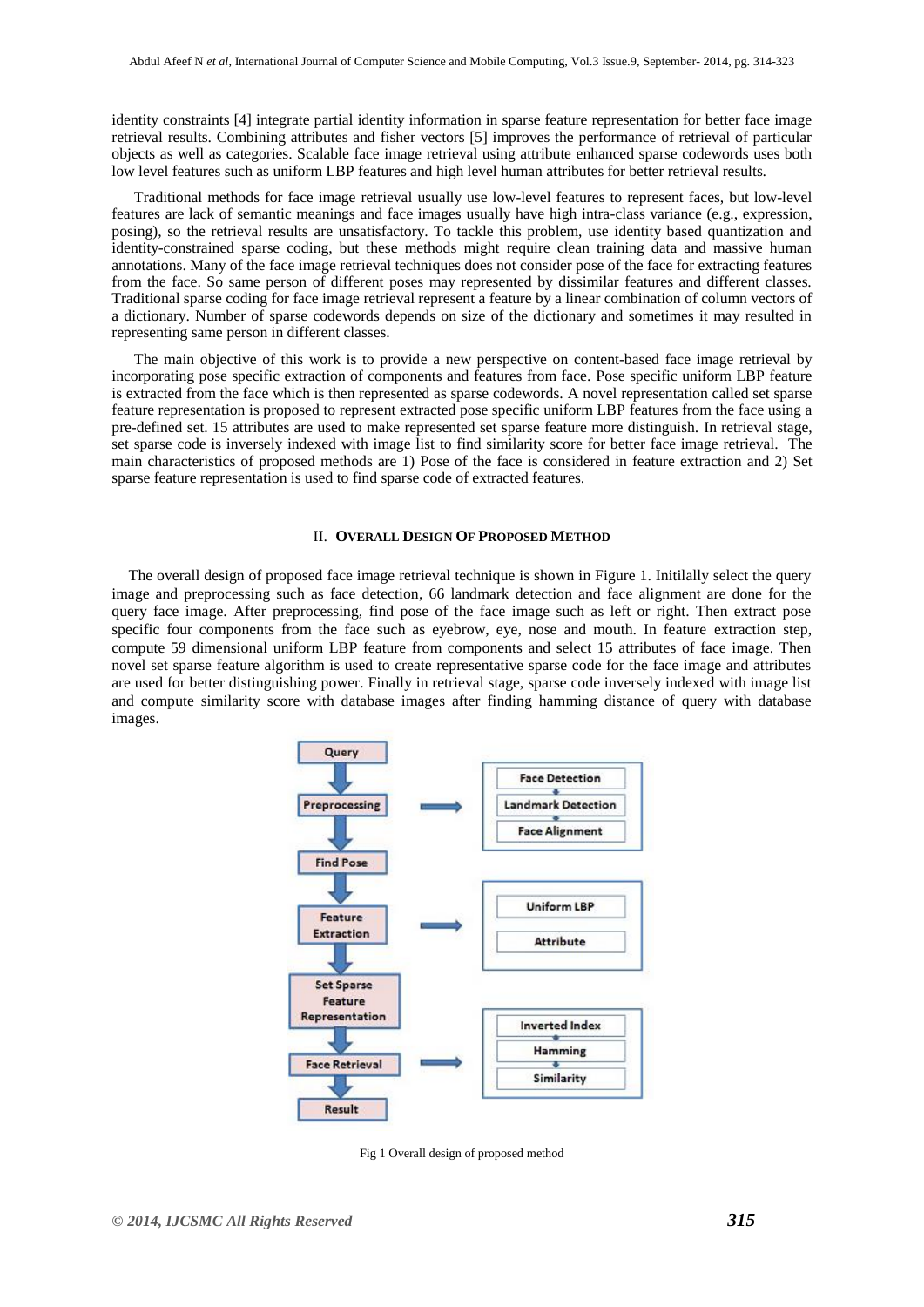identity constraints [4] integrate partial identity information in sparse feature representation for better face image retrieval results. Combining attributes and fisher vectors [5] improves the performance of retrieval of particular objects as well as categories. Scalable face image retrieval using attribute enhanced sparse codewords uses both low level features such as uniform LBP features and high level human attributes for better retrieval results.

Traditional methods for face image retrieval usually use low-level features to represent faces, but low-level features are lack of semantic meanings and face images usually have high intra-class variance (e.g., expression, posing), so the retrieval results are unsatisfactory. To tackle this problem, use identity based quantization and identity-constrained sparse coding, but these methods might require clean training data and massive human annotations. Many of the face image retrieval techniques does not consider pose of the face for extracting features from the face. So same person of different poses may represented by dissimilar features and different classes. Traditional sparse coding for face image retrieval represent a feature by a linear combination of column vectors of a dictionary. Number of sparse codewords depends on size of the dictionary and sometimes it may resulted in representing same person in different classes.

The main objective of this work is to provide a new perspective on content-based face image retrieval by incorporating pose specific extraction of components and features from face. Pose specific uniform LBP feature is extracted from the face which is then represented as sparse codewords. A novel representation called set sparse feature representation is proposed to represent extracted pose specific uniform LBP features from the face using a pre-defined set. 15 attributes are used to make represented set sparse feature more distinguish. In retrieval stage, set sparse code is inversely indexed with image list to find similarity score for better face image retrieval. The main characteristics of proposed methods are 1) Pose of the face is considered in feature extraction and 2) Set sparse feature representation is used to find sparse code of extracted features.

## II. OVERALL DESIGN OF PROPOSED METHOD

The overall design of proposed face image retrieval technique is shown in Figure 1. Initilally select the query image and preprocessing such as face detection, 66 landmark detection and face alignment are done for the query face image. After preprocessing, find pose of the face image such as left or right. Then extract pose specific four components from the face such as eyebrow, eye, nose and mouth. In feature extraction step, compute 59 dimensional uniform LBP feature from components and select 15 attributes of face image. Then novel set sparse feature algorithm is used to create representative sparse code for the face image and attributes are used for better distinguishing power. Finally in retrieval stage, sparse code inversely indexed with image list and compute similarity score with database images after finding hamming distance of query with database images.

Query → Preprocessing (Face Detection, Landmark Detection, Face Alignment) → Find Pose → Feature Extraction (Uniform LBP, Attribute) → Set Sparse Feature Representation → Face Retrieval (Inverted Index, Hamming, Similarity) → Result

Fig 1 Overall design of proposed method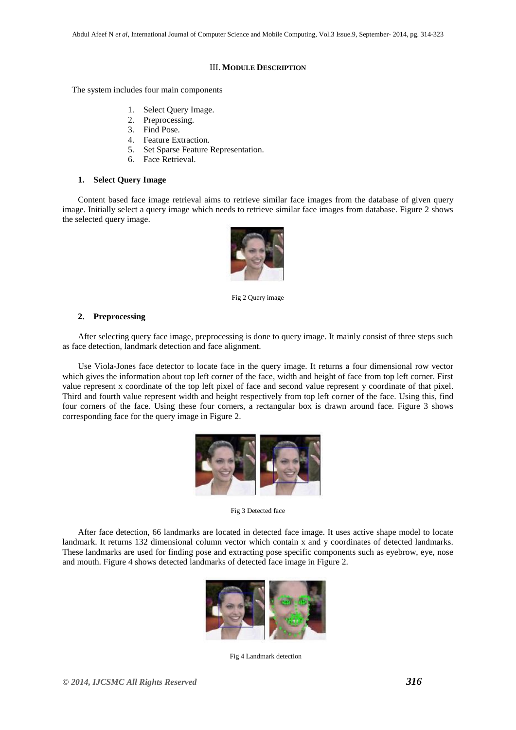## III. MODULE DESCRIPTION

The system includes four main components

1. Select Query Image.
2. Preprocessing.
3. Find Pose.
4. Feature Extraction.
5. Set Sparse Feature Representation.
6. Face Retrieval.

### 1. Select Query Image

Content based face image retrieval aims to retrieve similar face images from the database of given query image. Initially select a query image which needs to retrieve similar face images from database. Figure 2 shows the selected query image.

Fig 2 Query image

### 2. Preprocessing

After selecting query face image, preprocessing is done to query image. It mainly consist of three steps such as face detection, landmark detection and face alignment.

Use Viola-Jones face detector to locate face in the query image. It returns a four dimensional row vector which gives the information about top left corner of the face, width and height of face from top left corner. First value represent x coordinate of the top left pixel of face and second value represent y coordinate of that pixel. Third and fourth value represent width and height respectively from top left corner of the face. Using this, find four corners of the face. Using these four corners, a rectangular box is drawn around face. Figure 3 shows corresponding face for the query image in Figure 2.

Fig 3 Detected face

After face detection, 66 landmarks are located in detected face image. It uses active shape model to locate landmark. It returns 132 dimensional column vector which contain x and y coordinates of detected landmarks. These landmarks are used for finding pose and extracting pose specific components such as eyebrow, eye, nose and mouth. Figure 4 shows detected landmarks of detected face image in Figure 2.

Fig 4 Landmark detection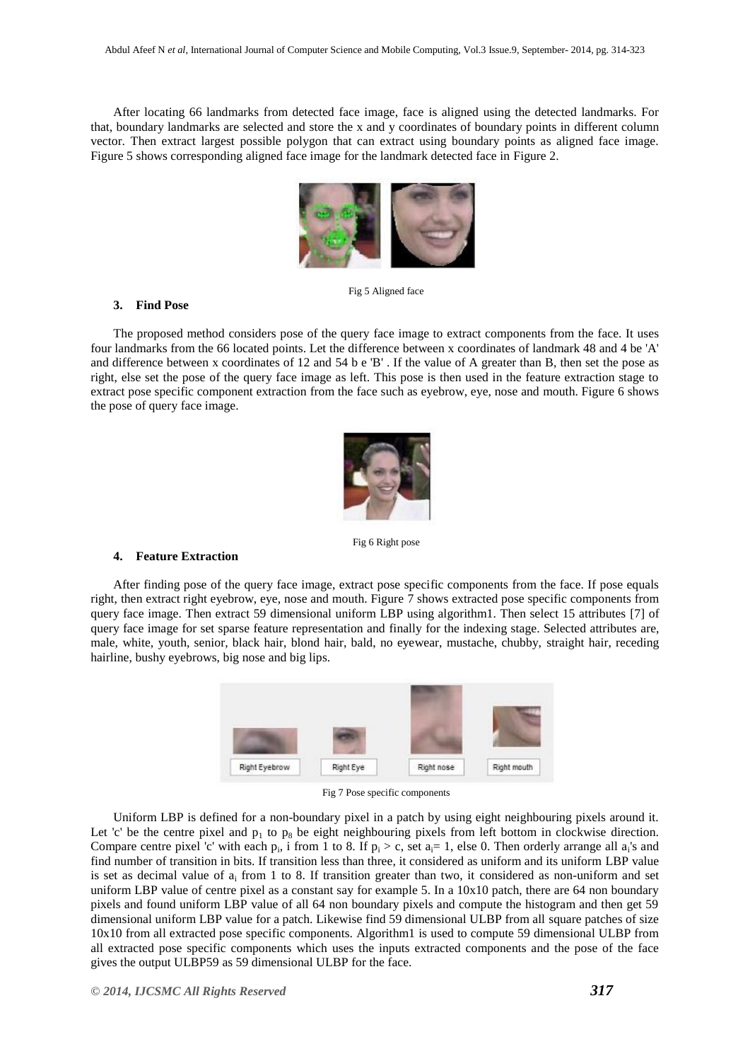After locating 66 landmarks from detected face image, face is aligned using the detected landmarks. For that, boundary landmarks are selected and store the x and y coordinates of boundary points in different column vector. Then extract largest possible polygon that can extract using boundary points as aligned face image. Figure 5 shows corresponding aligned face image for the landmark detected face in Figure 2.

Fig 5 Aligned face

### 3. Find Pose

The proposed method considers pose of the query face image to extract components from the face. It uses four landmarks from the 66 located points. Let the difference between x coordinates of landmark 48 and 4 be 'A' and difference between x coordinates of 12 and 54 b e 'B' . If the value of A greater than B, then set the pose as right, else set the pose of the query face image as left. This pose is then used in the feature extraction stage to extract pose specific component extraction from the face such as eyebrow, eye, nose and mouth. Figure 6 shows the pose of query face image.

Fig 6 Right pose

### 4. Feature Extraction

After finding pose of the query face image, extract pose specific components from the face. If pose equals right, then extract right eyebrow, eye, nose and mouth. Figure 7 shows extracted pose specific components from query face image. Then extract 59 dimensional uniform LBP using algorithm1. Then select 15 attributes [7] of query face image for set sparse feature representation and finally for the indexing stage. Selected attributes are, male, white, youth, senior, black hair, blond hair, bald, no eyewear, mustache, chubby, straight hair, receding hairline, bushy eyebrows, big nose and big lips.

Right Eyebrow | Right Eye | Right nose | Right mouth

Fig 7 Pose specific components

Uniform LBP is defined for a non-boundary pixel in a patch by using eight neighbouring pixels around it. Let 'c' be the centre pixel and $p_1$ to $p_8$ be eight neighbouring pixels from left bottom in clockwise direction. Compare centre pixel 'c' with each $p_i$, i from 1 to 8. If $p_i > c$, set $a_i= 1$, else 0. Then orderly arrange all $a_i$'s and find number of transition in bits. If transition less than three, it considered as uniform and its uniform LBP value is set as decimal value of $a_i$ from 1 to 8. If transition greater than two, it considered as non-uniform and set uniform LBP value of centre pixel as a constant say for example 5. In a 10x10 patch, there are 64 non boundary pixels and found uniform LBP value of all 64 non boundary pixels and compute the histogram and then get 59 dimensional uniform LBP value for a patch. Likewise find 59 dimensional ULBP from all square patches of size 10x10 from all extracted pose specific components. Algorithm1 is used to compute 59 dimensional ULBP from all extracted pose specific components which uses the inputs extracted components and the pose of the face gives the output ULBP59 as 59 dimensional ULBP for the face.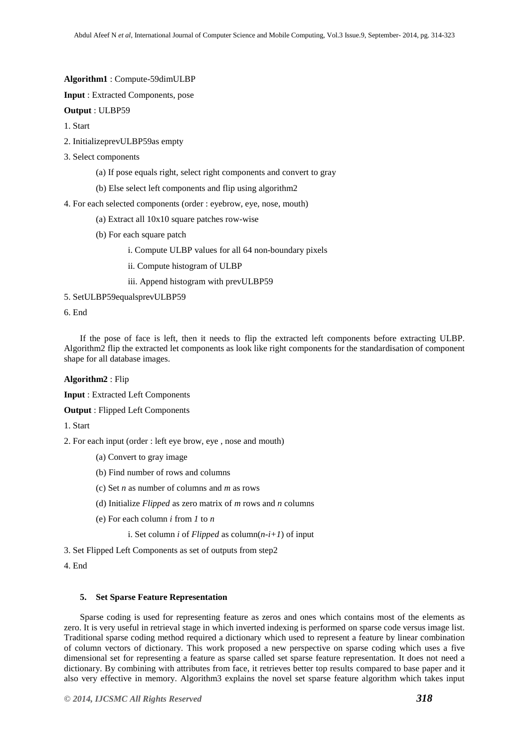**Algorithm1** : Compute-59dimULBP

**Input** : Extracted Components, pose

**Output** : ULBP59

1. Start
2. InitializeprevULBP59as empty
3. Select components
   - (a) If pose equals right, select right components and convert to gray
   - (b) Else select left components and flip using algorithm2
4. For each selected components (order : eyebrow, eye, nose, mouth)
   - (a) Extract all 10x10 square patches row-wise
   - (b) For each square patch
     - i. Compute ULBP values for all 64 non-boundary pixels
     - ii. Compute histogram of ULBP
     - iii. Append histogram with prevULBP59
5. SetULBP59equalsprevULBP59
6. End

If the pose of face is left, then it needs to flip the extracted left components before extracting ULBP. Algorithm2 flip the extracted let components as look like right components for the standardisation of component shape for all database images.

**Algorithm2** : Flip

**Input** : Extracted Left Components

**Output** : Flipped Left Components

1. Start
2. For each input (order : left eye brow, eye , nose and mouth)
   - (a) Convert to gray image
   - (b) Find number of rows and columns
   - (c) Set $n$ as number of columns and $m$ as rows
   - (d) Initialize *Flipped* as zero matrix of $m$ rows and $n$ columns
   - (e) For each column $i$ from $1$ to $n$
     - i. Set column $i$ of *Flipped* as column($n$-$i$+$1$) of input
3. Set Flipped Left Components as set of outputs from step2
4. End

## 5. Set Sparse Feature Representation

Sparse coding is used for representing feature as zeros and ones which contains most of the elements as zero. It is very useful in retrieval stage in which inverted indexing is performed on sparse code versus image list. Traditional sparse coding method required a dictionary which used to represent a feature by linear combination of column vectors of dictionary. This work proposed a new perspective on sparse coding which uses a five dimensional set for representing a feature as sparse called set sparse feature representation. It does not need a dictionary. By combining with attributes from face, it retrieves better top results compared to base paper and it also very effective in memory. Algorithm3 explains the novel set sparse feature algorithm which takes input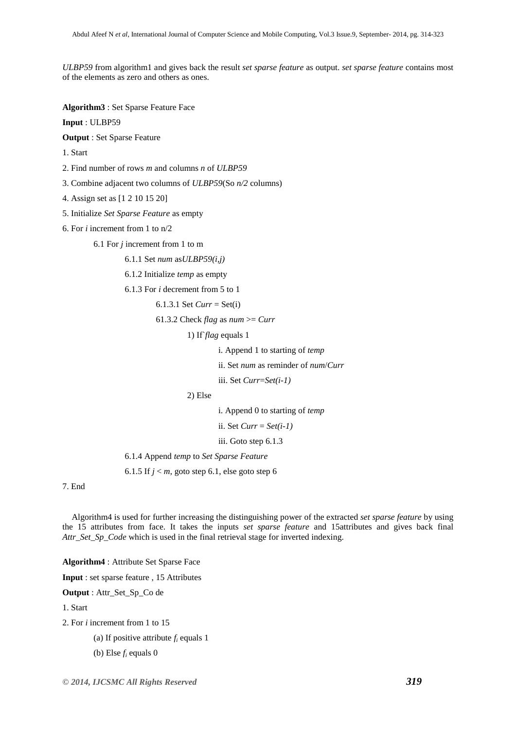*ULBP59* from algorithm1 and gives back the result *set sparse feature* as output. *set sparse feature* contains most of the elements as zero and others as ones.

**Algorithm3** : Set Sparse Feature Face

**Input** : ULBP59

**Output** : Set Sparse Feature

1. Start
2. Find number of rows *m* and columns *n* of *ULBP59*
3. Combine adjacent two columns of *ULBP59*(So *n/2* columns)
4. Assign set as [1 2 10 15 20]
5. Initialize *Set Sparse Feature* as empty
6. For *i* increment from 1 to n/2
    - 6.1 For *j* increment from 1 to m
        - 6.1.1 Set *num* as*ULBP59(i,j)*
        - 6.1.2 Initialize *temp* as empty
        - 6.1.3 For *i* decrement from 5 to 1
            - 6.1.3.1 Set *Curr* = Set(i)
            - 61.3.2 Check *flag* as *num* >= *Curr*
                - 1) If`*flag* equals 1
                    - i. Append 1 to starting of *temp*
                    - ii. Set *num* as reminder of *num*/*Curr*
                    - iii. Set *Curr=Set(i-1)*
                - 2) Else
                    - i. Append 0 to starting of *temp*
                    - ii. Set *Curr* = *Set(i-1)*
                    - iii. Goto step 6.1.3
        - 6.1.4 Append *temp* to *Set Sparse Feature*
        - 6.1.5 If *j* < *m*, goto step 6.1, else goto step 6
7. End

Algorithm4 is used for further increasing the distinguishing power of the extracted *set sparse feature* by using the 15 attributes from face. It takes the inputs *set sparse feature* and 15attributes and gives back final *Attr_Set_Sp_Code* which is used in the final retrieval stage for inverted indexing.

**Algorithm4** : Attribute Set Sparse Face

**Input** : set sparse feature , 15 Attributes

**Output** : Attr_Set_Sp_Co de

1. Start
2. For *i* increment from 1 to 15
    - (a) If positive attribute $f_i$ equals 1
    - (b) Else $f_i$ equals 0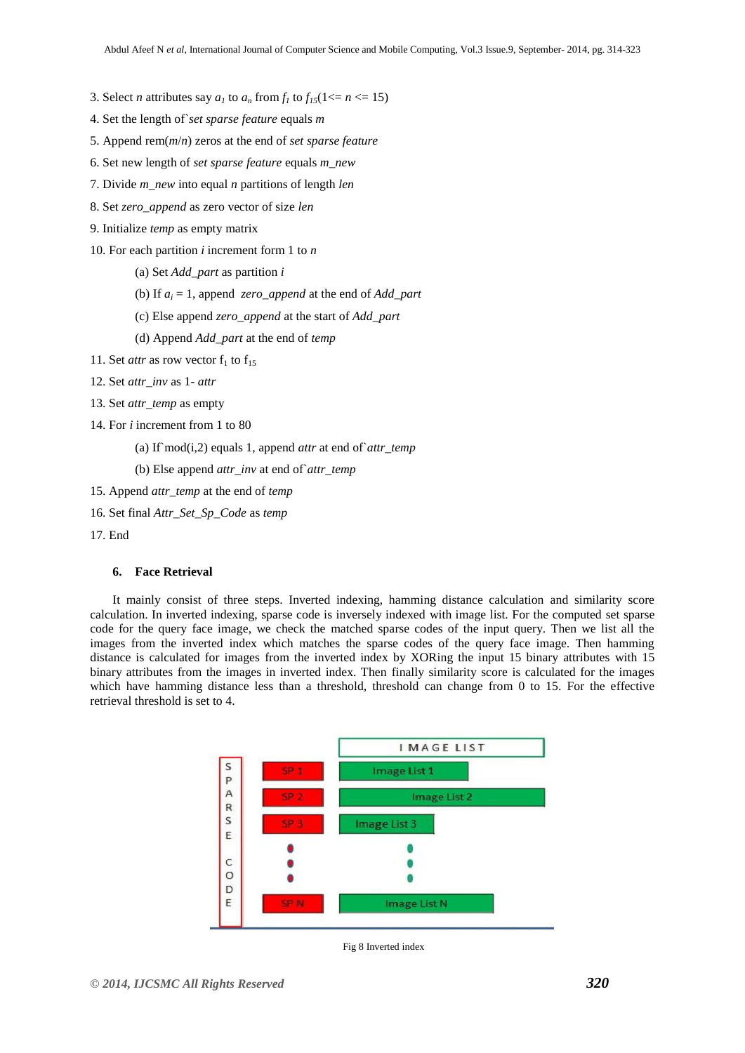3. Select *n* attributes say $a_1$ to $a_n$ from $f_1$ to $f_{15}$($1 <= n <= 15$)

4. Set the length of`*set sparse feature* equals *m*

5. Append rem(*m*/*n*) zeros at the end of *set sparse feature*

6. Set new length of *set sparse feature* equals *m_new*

7. Divide *m_new* into equal *n* partitions of length *len*

8. Set *zero_append* as zero vector of size *len*

9. Initialize *temp* as empty matrix

10. For each partition *i* increment form 1 to *n*

    (a) Set *Add_part* as partition *i*

    (b) If $a_i = 1$, append *zero_append* at the end of *Add_part*

    (c) Else append *zero_append* at the start of *Add_part*

    (d) Append *Add_part* at the end of *temp*

11. Set *attr* as row vector $f_1$ to $f_{15}$

12. Set *attr_inv* as 1- *attr*

13. Set *attr_temp* as empty

14. For *i* increment from 1 to 80

    (a) If`mod(i,2) equals 1, append *attr* at end of`*attr_temp*

    (b) Else append *attr_inv* at end of`*attr_temp*

15. Append *attr_temp* at the end of *temp*

16. Set final *Attr_Set_Sp_Code* as *temp*

17. End

### 6. Face Retrieval

It mainly consist of three steps. Inverted indexing, hamming distance calculation and similarity score calculation. In inverted indexing, sparse code is inversely indexed with image list. For the computed set sparse code for the query face image, we check the matched sparse codes of the input query. Then we list all the images from the inverted index which matches the sparse codes of the query face image. Then hamming distance is calculated for images from the inverted index by XORing the input 15 binary attributes with 15 binary attributes from the images in inverted index. Then finally similarity score is calculated for the images which have hamming distance less than a threshold, threshold can change from 0 to 15. For the effective retrieval threshold is set to 4.

Fig 8 Inverted index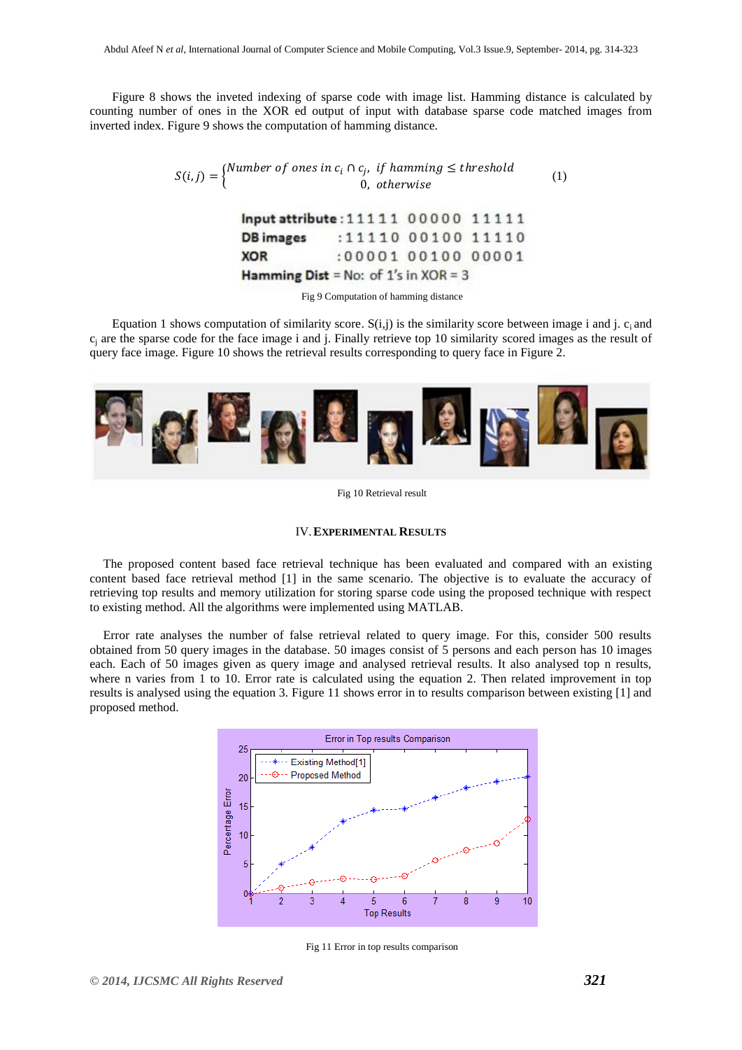Figure 8 shows the inveted indexing of sparse code with image list. Hamming distance is calculated by counting number of ones in the XOR ed output of input with database sparse code matched images from inverted index. Figure 9 shows the computation of hamming distance.

$$S(i,j) = \begin{cases} Number\ of\ ones\ in\ c_i \cap c_j,\ if\ hamming \leq threshold \\ 0,\ otherwise \end{cases} \quad (1)$$

**Input attribute** : 11111 00000 11111
**DB images** : 11110 00100 11110
**XOR** : 00001 00100 00001
**Hamming Dist** = No: of 1's in XOR = 3

Fig 9 Computation of hamming distance

Equation 1 shows computation of similarity score. S(i,j) is the similarity score between image i and j. $c_i$ and $c_j$ are the sparse code for the face image i and j. Finally retrieve top 10 similarity scored images as the result of query face image. Figure 10 shows the retrieval results corresponding to query face in Figure 2.

Fig 10 Retrieval result

## IV. EXPERIMENTAL RESULTS

The proposed content based face retrieval technique has been evaluated and compared with an existing content based face retrieval method [1] in the same scenario. The objective is to evaluate the accuracy of retrieving top results and memory utilization for storing sparse code using the proposed technique with respect to existing method. All the algorithms were implemented using MATLAB.

Error rate analyses the number of false retrieval related to query image. For this, consider 500 results obtained from 50 query images in the database. 50 images consist of 5 persons and each person has 10 images each. Each of 50 images given as query image and analysed retrieval results. It also analysed top n results, where n varies from 1 to 10. Error rate is calculated using the equation 2. Then related improvement in top results is analysed using the equation 3. Figure 11 shows error in to results comparison between existing [1] and proposed method.

Fig 11 Error in top results comparison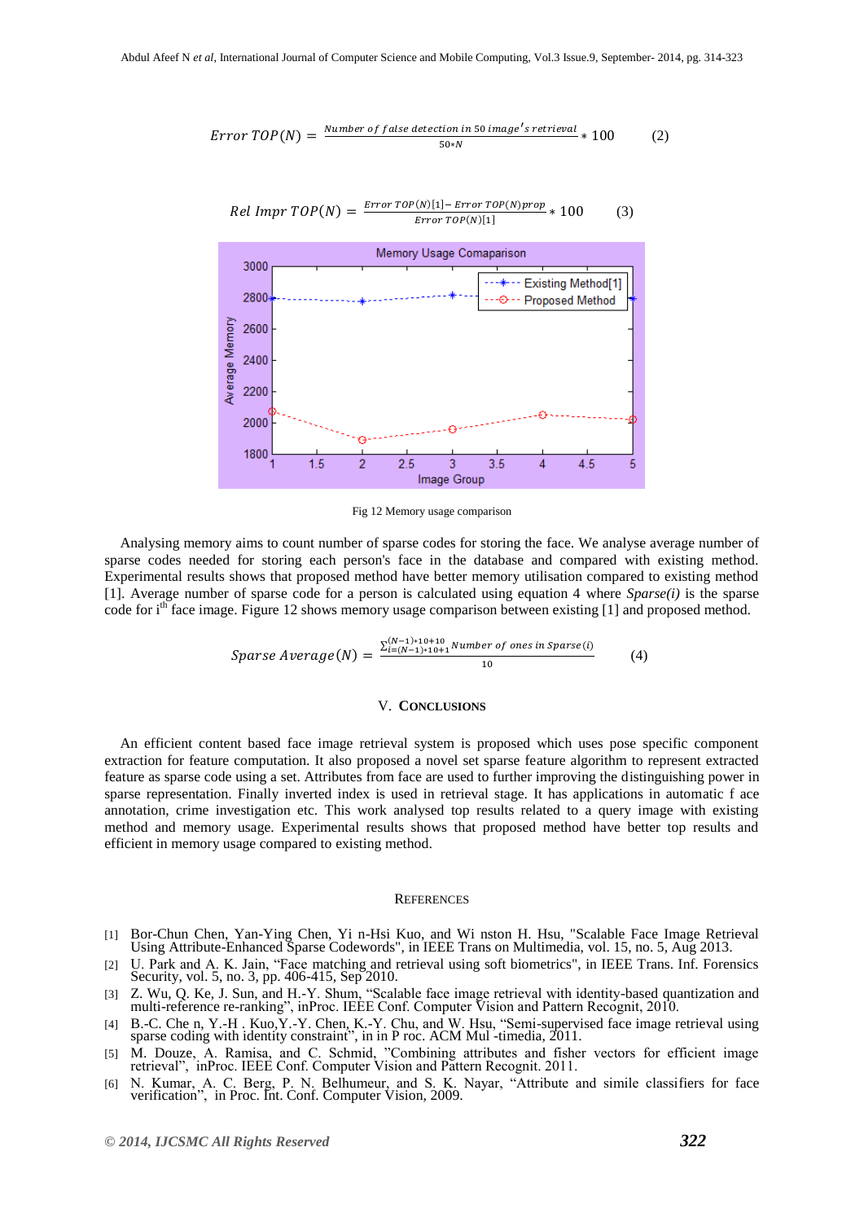$$Error\ TOP(N) = \frac{Number\ of\ false\ detection\ in\ 50\ image's\ retrieval}{50*N} * 100 \qquad (2)$$

$$Rel\ Impr\ TOP(N) = \frac{Error\ TOP(N)[1] - Error\ TOP(N)prop}{Error\ TOP(N)[1]} * 100 \qquad (3)$$

Fig 12 Memory usage comparison

Analysing memory aims to count number of sparse codes for storing the face. We analyse average number of sparse codes needed for storing each person's face in the database and compared with existing method. Experimental results shows that proposed method have better memory utilisation compared to existing method [1]. Average number of sparse code for a person is calculated using equation 4 where *Sparse(i)* is the sparse code for $i^{th}$ face image. Figure 12 shows memory usage comparison between existing [1] and proposed method.

$$Sparse\ Average(N) = \frac{\sum_{i=(N-1)*10+1}^{(N-1)*10+10} Number\ of\ ones\ in\ Sparse(i)}{10} \qquad (4)$$

## V. Conclusions

An efficient content based face image retrieval system is proposed which uses pose specific component extraction for feature computation. It also proposed a novel set sparse feature algorithm to represent extracted feature as sparse code using a set. Attributes from face are used to further improving the distinguishing power in sparse representation. Finally inverted index is used in retrieval stage. It has applications in automatic f ace annotation, crime investigation etc. This work analysed top results related to a query image with existing method and memory usage. Experimental results shows that proposed method have better top results and efficient in memory usage compared to existing method.

## References

[1] Bor-Chun Chen, Yan-Ying Chen, Yi n-Hsi Kuo, and Wi nston H. Hsu, "Scalable Face Image Retrieval Using Attribute-Enhanced Sparse Codewords", in IEEE Trans on Multimedia, vol. 15, no. 5, Aug 2013.

[2] U. Park and A. K. Jain, "Face matching and retrieval using soft biometrics", in IEEE Trans. Inf. Forensics Security, vol. 5, no. 3, pp. 406-415, Sep 2010.

[3] Z. Wu, Q. Ke, J. Sun, and H.-Y. Shum, "Scalable face image retrieval with identity-based quantization and multi-reference re-ranking", inProc. IEEE Conf. Computer Vision and Pattern Recognit, 2010.

[4] B.-C. Che n, Y.-H . Kuo,Y.-Y. Chen, K.-Y. Chu, and W. Hsu, "Semi-supervised face image retrieval using sparse coding with identity constraint", in in P roc. ACM Mul -timedia, 2011.

[5] M. Douze, A. Ramisa, and C. Schmid, "Combining attributes and fisher vectors for efficient image retrieval", inProc. IEEE Conf. Computer Vision and Pattern Recognit. 2011.

[6] N. Kumar, A. C. Berg, P. N. Belhumeur, and S. K. Nayar, "Attribute and simile classifiers for face verification", in Proc. Int. Conf. Computer Vision, 2009.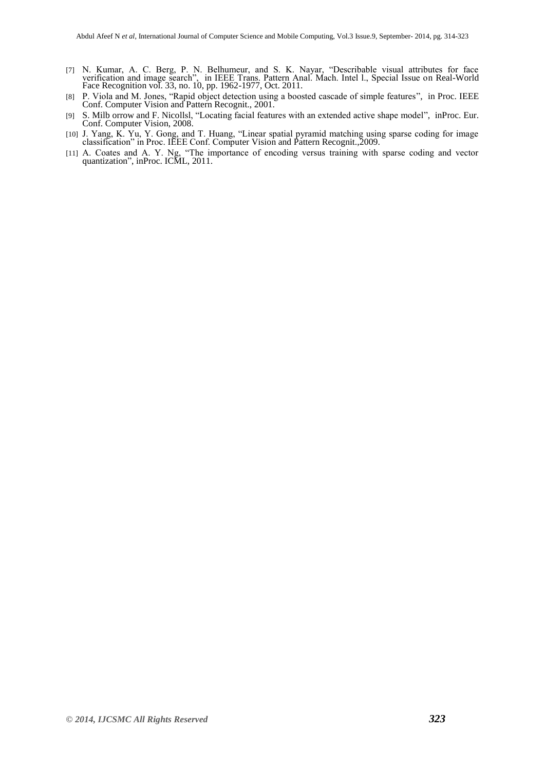[7] N. Kumar, A. C. Berg, P. N. Belhumeur, and S. K. Nayar, "Describable visual attributes for face verification and image search", in IEEE Trans. Pattern Anal. Mach. Intel l., Special Issue on Real-World Face Recognition vol. 33, no. 10, pp. 1962-1977, Oct. 2011.

[8] P. Viola and M. Jones, "Rapid object detection using a boosted cascade of simple features", in Proc. IEEE Conf. Computer Vision and Pattern Recognit., 2001.

[9] S. Milb orrow and F. Nicollsl, "Locating facial features with an extended active shape model", inProc. Eur. Conf. Computer Vision, 2008.

[10] J. Yang, K. Yu, Y. Gong, and T. Huang, "Linear spatial pyramid matching using sparse coding for image classification" in Proc. IEEE Conf. Computer Vision and Pattern Recognit.,2009.

[11] A. Coates and A. Y. Ng, "The importance of encoding versus training with sparse coding and vector quantization", inProc. ICML, 2011.